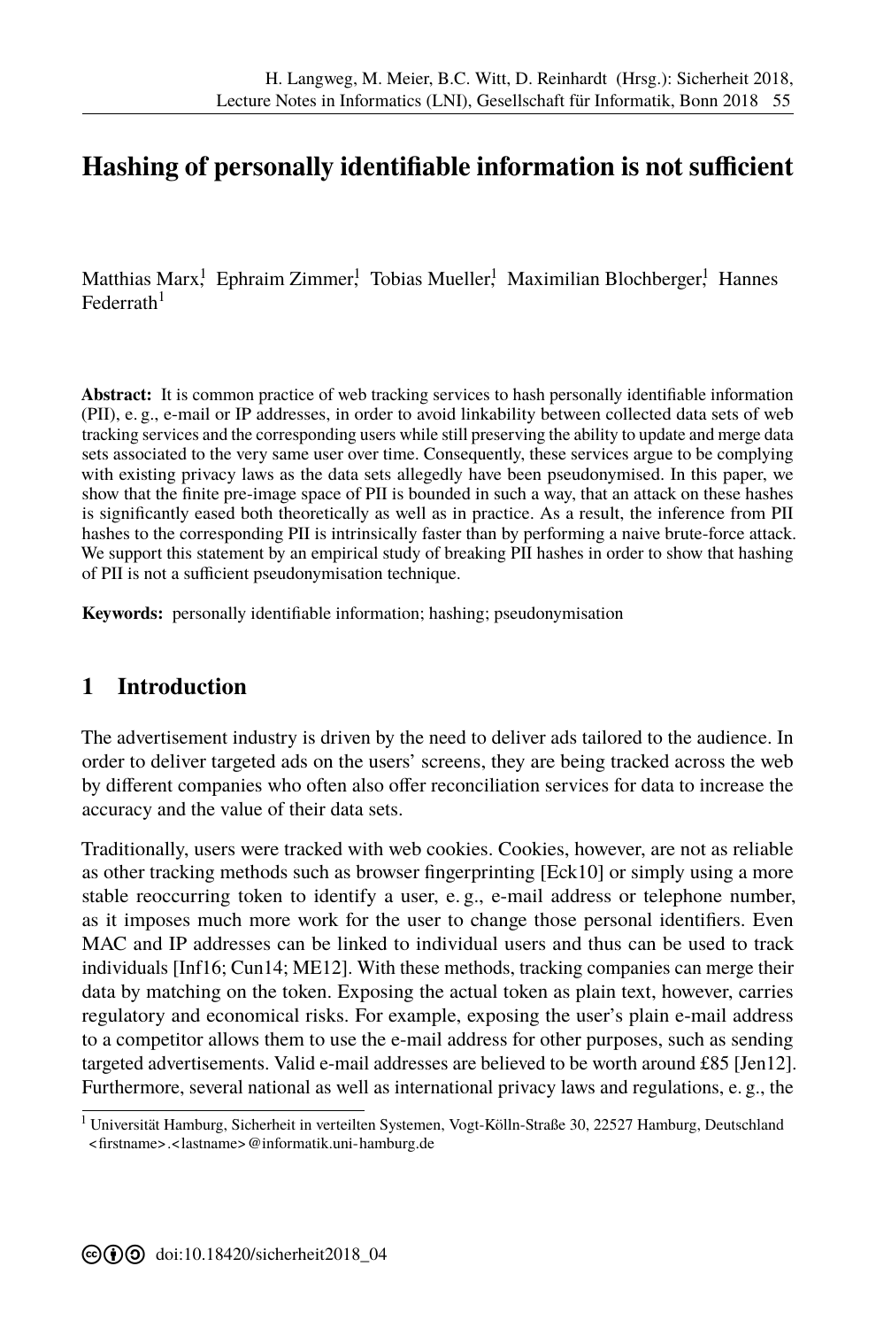# Hashing of personally identifiable information is not sufficient

Matthias Marx[1], Ephraim Zimmer[1], Tobias Mueller[1], Maximilian Blochberger[1], Hannes Federrath[1]

**Abstract:** It is common practice of web tracking services to hash personally identifiable information (PII), e. g., e-mail or IP addresses, in order to avoid linkability between collected data sets of web tracking services and the corresponding users while still preserving the ability to update and merge data sets associated to the very same user over time. Consequently, these services argue to be complying with existing privacy laws as the data sets allegedly have been pseudonymised. In this paper, we show that the finite pre-image space of PII is bounded in such a way, that an attack on these hashes is significantly eased both theoretically as well as in practice. As a result, the inference from PII hashes to the corresponding PII is intrinsically faster than by performing a naive brute-force attack. We support this statement by an empirical study of breaking PII hashes in order to show that hashing of PII is not a sufficient pseudonymisation technique.

**Keywords:** personally identifiable information; hashing; pseudonymisation

## 1 Introduction

The advertisement industry is driven by the need to deliver ads tailored to the audience. In order to deliver targeted ads on the users' screens, they are being tracked across the web by different companies who often also offer reconciliation services for data to increase the accuracy and the value of their data sets.

Traditionally, users were tracked with web cookies. Cookies, however, are not as reliable as other tracking methods such as browser fingerprinting [Eck10] or simply using a more stable reoccurring token to identify a user, e. g., e-mail address or telephone number, as it imposes much more work for the user to change those personal identifiers. Even MAC and IP addresses can be linked to individual users and thus can be used to track individuals [Inf16; Cun14; ME12]. With these methods, tracking companies can merge their data by matching on the token. Exposing the actual token as plain text, however, carries regulatory and economical risks. For example, exposing the user's plain e-mail address to a competitor allows them to use the e-mail address for other purposes, such as sending targeted advertisements. Valid e-mail addresses are believed to be worth around £85 [Jen12]. Furthermore, several national as well as international privacy laws and regulations, e. g., the

[1] Universität Hamburg, Sicherheit in verteilten Systemen, Vogt-Kölln-Straße 30, 22527 Hamburg, Deutschland <firstname>.<lastname>@informatik.uni-hamburg.de

doi:10.18420/sicherheit2018_04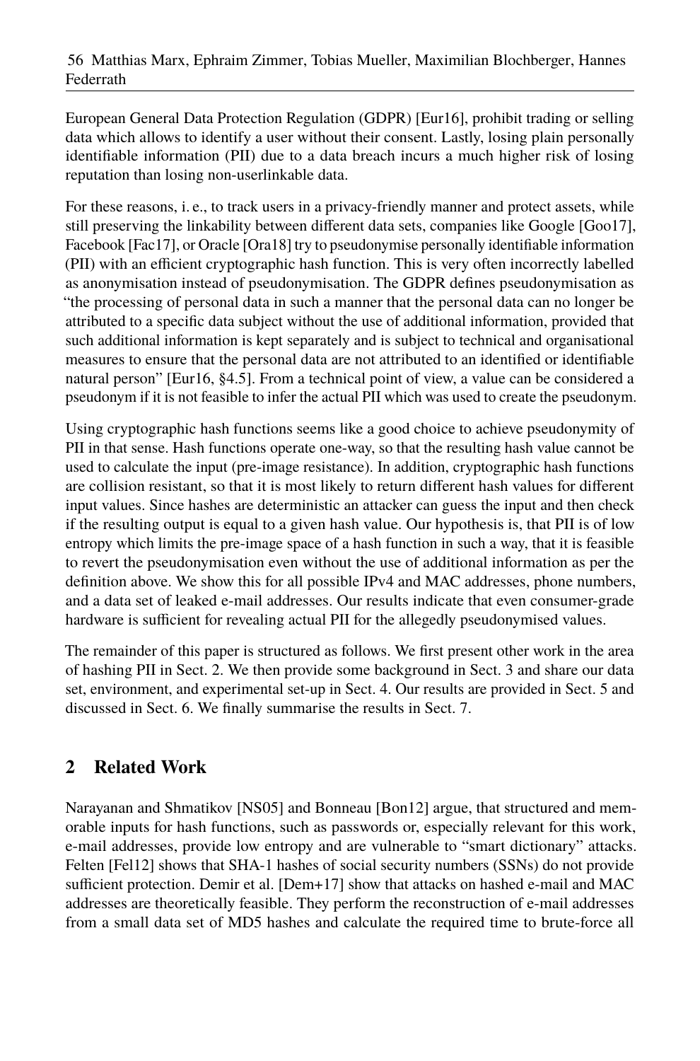European General Data Protection Regulation (GDPR) [Eur16], prohibit trading or selling data which allows to identify a user without their consent. Lastly, losing plain personally identifiable information (PII) due to a data breach incurs a much higher risk of losing reputation than losing non-userlinkable data.

For these reasons, i. e., to track users in a privacy-friendly manner and protect assets, while still preserving the linkability between different data sets, companies like Google [Goo17], Facebook [Fac17], or Oracle [Ora18] try to pseudonymise personally identifiable information (PII) with an efficient cryptographic hash function. This is very often incorrectly labelled as anonymisation instead of pseudonymisation. The GDPR defines pseudonymisation as "the processing of personal data in such a manner that the personal data can no longer be attributed to a specific data subject without the use of additional information, provided that such additional information is kept separately and is subject to technical and organisational measures to ensure that the personal data are not attributed to an identified or identifiable natural person" [Eur16, §4.5]. From a technical point of view, a value can be considered a pseudonym if it is not feasible to infer the actual PII which was used to create the pseudonym.

Using cryptographic hash functions seems like a good choice to achieve pseudonymity of PII in that sense. Hash functions operate one-way, so that the resulting hash value cannot be used to calculate the input (pre-image resistance). In addition, cryptographic hash functions are collision resistant, so that it is most likely to return different hash values for different input values. Since hashes are deterministic an attacker can guess the input and then check if the resulting output is equal to a given hash value. Our hypothesis is, that PII is of low entropy which limits the pre-image space of a hash function in such a way, that it is feasible to revert the pseudonymisation even without the use of additional information as per the definition above. We show this for all possible IPv4 and MAC addresses, phone numbers, and a data set of leaked e-mail addresses. Our results indicate that even consumer-grade hardware is sufficient for revealing actual PII for the allegedly pseudonymised values.

The remainder of this paper is structured as follows. We first present other work in the area of hashing PII in Sect. 2. We then provide some background in Sect. 3 and share our data set, environment, and experimental set-up in Sect. 4. Our results are provided in Sect. 5 and discussed in Sect. 6. We finally summarise the results in Sect. 7.

## 2 Related Work

Narayanan and Shmatikov [NS05] and Bonneau [Bon12] argue, that structured and memorable inputs for hash functions, such as passwords or, especially relevant for this work, e-mail addresses, provide low entropy and are vulnerable to "smart dictionary" attacks. Felten [Fel12] shows that SHA-1 hashes of social security numbers (SSNs) do not provide sufficient protection. Demir et al. [Dem+17] show that attacks on hashed e-mail and MAC addresses are theoretically feasible. They perform the reconstruction of e-mail addresses from a small data set of MD5 hashes and calculate the required time to brute-force all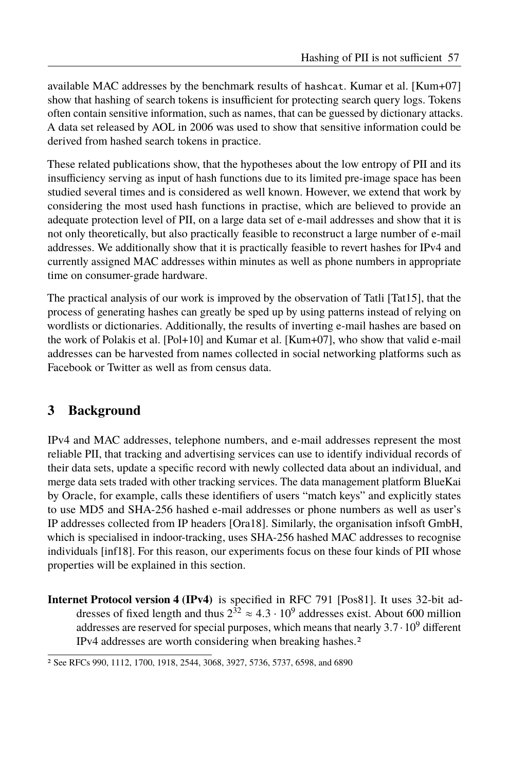available MAC addresses by the benchmark results of `hashcat`. Kumar et al. [Kum+07] show that hashing of search tokens is insufficient for protecting search query logs. Tokens often contain sensitive information, such as names, that can be guessed by dictionary attacks. A data set released by AOL in 2006 was used to show that sensitive information could be derived from hashed search tokens in practice.

These related publications show, that the hypotheses about the low entropy of PII and its insufficiency serving as input of hash functions due to its limited pre-image space has been studied several times and is considered as well known. However, we extend that work by considering the most used hash functions in practise, which are believed to provide an adequate protection level of PII, on a large data set of e-mail addresses and show that it is not only theoretically, but also practically feasible to reconstruct a large number of e-mail addresses. We additionally show that it is practically feasible to revert hashes for IPv4 and currently assigned MAC addresses within minutes as well as phone numbers in appropriate time on consumer-grade hardware.

The practical analysis of our work is improved by the observation of Tatli [Tat15], that the process of generating hashes can greatly be sped up by using patterns instead of relying on wordlists or dictionaries. Additionally, the results of inverting e-mail hashes are based on the work of Polakis et al. [Pol+10] and Kumar et al. [Kum+07], who show that valid e-mail addresses can be harvested from names collected in social networking platforms such as Facebook or Twitter as well as from census data.

## 3 Background

IPv4 and MAC addresses, telephone numbers, and e-mail addresses represent the most reliable PII, that tracking and advertising services can use to identify individual records of their data sets, update a specific record with newly collected data about an individual, and merge data sets traded with other tracking services. The data management platform BlueKai by Oracle, for example, calls these identifiers of users "match keys" and explicitly states to use MD5 and SHA-256 hashed e-mail addresses or phone numbers as well as user's IP addresses collected from IP headers [Ora18]. Similarly, the organisation infsoft GmbH, which is specialised in indoor-tracking, uses SHA-256 hashed MAC addresses to recognise individuals [inf18]. For this reason, our experiments focus on these four kinds of PII whose properties will be explained in this section.

**Internet Protocol version 4 (IPv4)** is specified in RFC 791 [Pos81]. It uses 32-bit addresses of fixed length and thus $2^{32} \approx 4.3 \cdot 10^9$ addresses exist. About 600 million addresses are reserved for special purposes, which means that nearly $3.7 \cdot 10^9$ different IPv4 addresses are worth considering when breaking hashes.[2]

[2] See RFCs 990, 1112, 1700, 1918, 2544, 3068, 3927, 5736, 5737, 6598, and 6890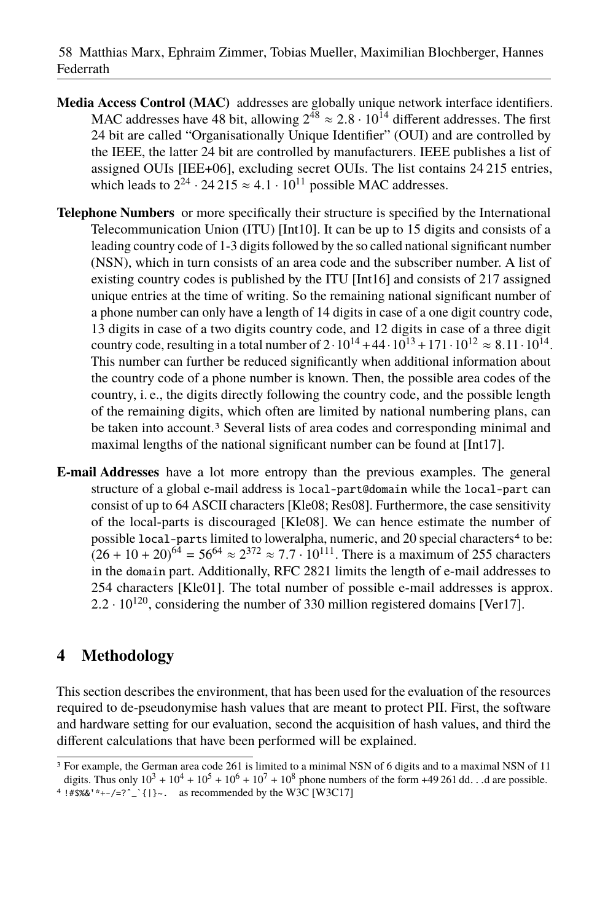**Media Access Control (MAC)** addresses are globally unique network interface identifiers. MAC addresses have 48 bit, allowing $2^{48} \approx 2.8 \cdot 10^{14}$ different addresses. The first 24 bit are called "Organisationally Unique Identifier" (OUI) and are controlled by the IEEE, the latter 24 bit are controlled by manufacturers. IEEE publishes a list of assigned OUIs [IEE+06], excluding secret OUIs. The list contains 24 215 entries, which leads to $2^{24} \cdot 24\,215 \approx 4.1 \cdot 10^{11}$ possible MAC addresses.

**Telephone Numbers** or more specifically their structure is specified by the International Telecommunication Union (ITU) [Int10]. It can be up to 15 digits and consists of a leading country code of 1-3 digits followed by the so called national significant number (NSN), which in turn consists of an area code and the subscriber number. A list of existing country codes is published by the ITU [Int16] and consists of 217 assigned unique entries at the time of writing. So the remaining national significant number of a phone number can only have a length of 14 digits in case of a one digit country code, 13 digits in case of a two digits country code, and 12 digits in case of a three digit country code, resulting in a total number of $2 \cdot 10^{14} + 44 \cdot 10^{13} + 171 \cdot 10^{12} \approx 8.11 \cdot 10^{14}$. This number can further be reduced significantly when additional information about the country code of a phone number is known. Then, the possible area codes of the country, i. e., the digits directly following the country code, and the possible length of the remaining digits, which often are limited by national numbering plans, can be taken into account.[3] Several lists of area codes and corresponding minimal and maximal lengths of the national significant number can be found at [Int17].

**E-mail Addresses** have a lot more entropy than the previous examples. The general structure of a global e-mail address is `local-part@domain` while the `local-part` can consist of up to 64 ASCII characters [Kle08; Res08]. Furthermore, the case sensitivity of the local-parts is discouraged [Kle08]. We can hence estimate the number of possible `local-parts` limited to loweralpha, numeric, and 20 special characters[4] to be: $(26 + 10 + 20)^{64} = 56^{64} \approx 2^{372} \approx 7.7 \cdot 10^{111}$. There is a maximum of 255 characters in the `domain` part. Additionally, RFC 2821 limits the length of e-mail addresses to 254 characters [Kle01]. The total number of possible e-mail addresses is approx. $2.2 \cdot 10^{120}$, considering the number of 330 million registered domains [Ver17].

## 4 Methodology

This section describes the environment, that has been used for the evaluation of the resources required to de-pseudonymise hash values that are meant to protect PII. First, the software and hardware setting for our evaluation, second the acquisition of hash values, and third the different calculations that have been performed will be explained.

---

[3] For example, the German area code 261 is limited to a minimal NSN of 6 digits and to a maximal NSN of 11 digits. Thus only $10^3 + 10^4 + 10^5 + 10^6 + 10^7 + 10^8$ phone numbers of the form +49 261 dd. . .d are possible.

[4] `!#$%&'*+-/=?^_`{|}~.` as recommended by the W3C [W3C17]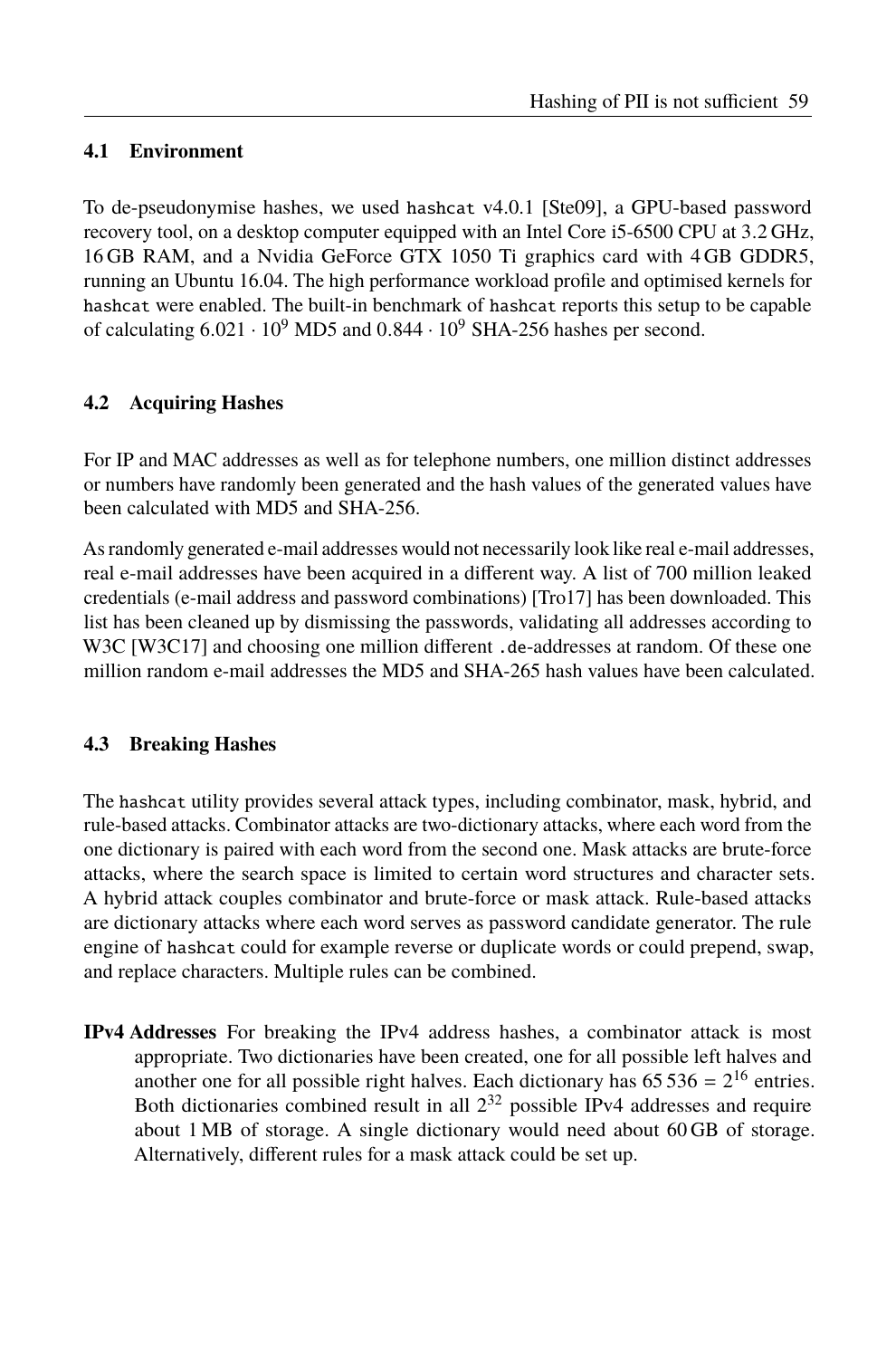### 4.1 Environment

To de-pseudonymise hashes, we used `hashcat` v4.0.1 [Ste09], a GPU-based password recovery tool, on a desktop computer equipped with an Intel Core i5-6500 CPU at 3.2 GHz, 16 GB RAM, and a Nvidia GeForce GTX 1050 Ti graphics card with 4 GB GDDR5, running an Ubuntu 16.04. The high performance workload profile and optimised kernels for `hashcat` were enabled. The built-in benchmark of `hashcat` reports this setup to be capable of calculating $6.021 \cdot 10^9$ MD5 and $0.844 \cdot 10^9$ SHA-256 hashes per second.

### 4.2 Acquiring Hashes

For IP and MAC addresses as well as for telephone numbers, one million distinct addresses or numbers have randomly been generated and the hash values of the generated values have been calculated with MD5 and SHA-256.

As randomly generated e-mail addresses would not necessarily look like real e-mail addresses, real e-mail addresses have been acquired in a different way. A list of 700 million leaked credentials (e-mail address and password combinations) [Tro17] has been downloaded. This list has been cleaned up by dismissing the passwords, validating all addresses according to W3C [W3C17] and choosing one million different `.de`-addresses at random. Of these one million random e-mail addresses the MD5 and SHA-265 hash values have been calculated.

### 4.3 Breaking Hashes

The `hashcat` utility provides several attack types, including combinator, mask, hybrid, and rule-based attacks. Combinator attacks are two-dictionary attacks, where each word from the one dictionary is paired with each word from the second one. Mask attacks are brute-force attacks, where the search space is limited to certain word structures and character sets. A hybrid attack couples combinator and brute-force or mask attack. Rule-based attacks are dictionary attacks where each word serves as password candidate generator. The rule engine of `hashcat` could for example reverse or duplicate words or could prepend, swap, and replace characters. Multiple rules can be combined.

**IPv4 Addresses** For breaking the IPv4 address hashes, a combinator attack is most appropriate. Two dictionaries have been created, one for all possible left halves and another one for all possible right halves. Each dictionary has $65\,536 = 2^{16}$ entries. Both dictionaries combined result in all $2^{32}$ possible IPv4 addresses and require about 1 MB of storage. A single dictionary would need about 60 GB of storage. Alternatively, different rules for a mask attack could be set up.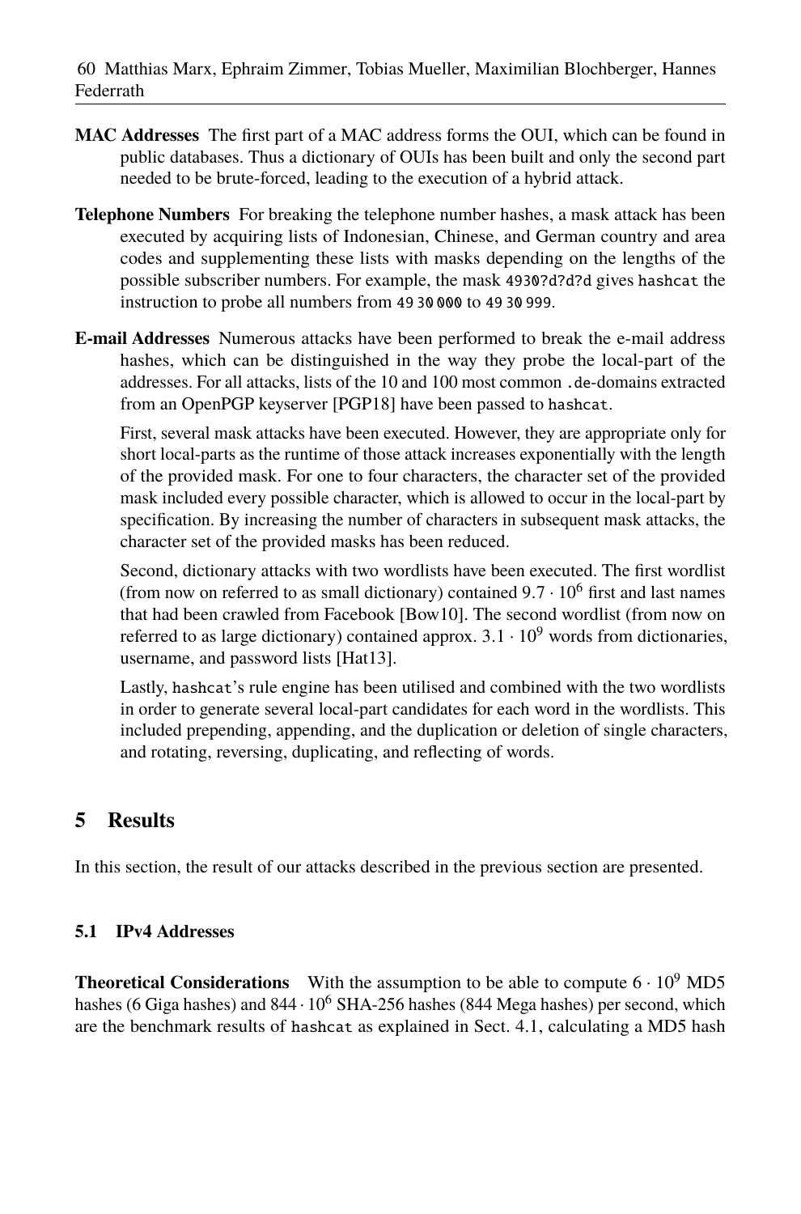**MAC Addresses** The first part of a MAC address forms the OUI, which can be found in public databases. Thus a dictionary of OUIs has been built and only the second part needed to be brute-forced, leading to the execution of a hybrid attack.

**Telephone Numbers** For breaking the telephone number hashes, a mask attack has been executed by acquiring lists of Indonesian, Chinese, and German country and area codes and supplementing these lists with masks depending on the lengths of the possible subscriber numbers. For example, the mask `4930?d?d?d` gives `hashcat` the instruction to probe all numbers from `49 30 000` to `49 30 999`.

**E-mail Addresses** Numerous attacks have been performed to break the e-mail address hashes, which can be distinguished in the way they probe the local-part of the addresses. For all attacks, lists of the 10 and 100 most common `.de`-domains extracted from an OpenPGP keyserver [PGP18] have been passed to `hashcat`.

First, several mask attacks have been executed. However, they are appropriate only for short local-parts as the runtime of those attack increases exponentially with the length of the provided mask. For one to four characters, the character set of the provided mask included every possible character, which is allowed to occur in the local-part by specification. By increasing the number of characters in subsequent mask attacks, the character set of the provided masks has been reduced.

Second, dictionary attacks with two wordlists have been executed. The first wordlist (from now on referred to as small dictionary) contained $9.7 \cdot 10^6$ first and last names that had been crawled from Facebook [Bow10]. The second wordlist (from now on referred to as large dictionary) contained approx. $3.1 \cdot 10^9$ words from dictionaries, username, and password lists [Hat13].

Lastly, `hashcat`'s rule engine has been utilised and combined with the two wordlists in order to generate several local-part candidates for each word in the wordlists. This included prepending, appending, and the duplication or deletion of single characters, and rotating, reversing, duplicating, and reflecting of words.

## 5 Results

In this section, the result of our attacks described in the previous section are presented.

### 5.1 IPv4 Addresses

**Theoretical Considerations** With the assumption to be able to compute $6 \cdot 10^9$ MD5 hashes (6 Giga hashes) and $844 \cdot 10^6$ SHA-256 hashes (844 Mega hashes) per second, which are the benchmark results of `hashcat` as explained in Sect. 4.1, calculating a MD5 hash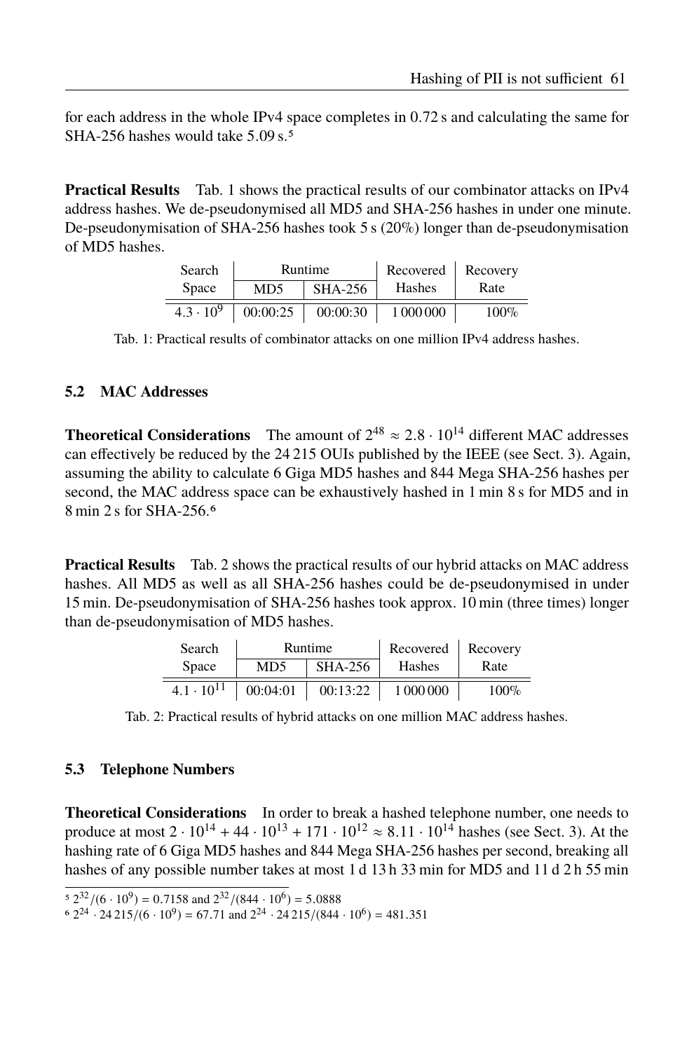for each address in the whole IPv4 space completes in 0.72 s and calculating the same for SHA-256 hashes would take 5.09 s.[5]

**Practical Results** Tab. 1 shows the practical results of our combinator attacks on IPv4 address hashes. We de-pseudonymised all MD5 and SHA-256 hashes in under one minute. De-pseudonymisation of SHA-256 hashes took 5 s (20%) longer than de-pseudonymisation of MD5 hashes.

| Search Space | Runtime | | Recovered Hashes | Recovery Rate |
|---|---|---|---|---|
| | MD5 | SHA-256 | | |
| $4.3 \cdot 10^9$ | 00:00:25 | 00:00:30 | 1 000 000 | 100% |

Tab. 1: Practical results of combinator attacks on one million IPv4 address hashes.

### 5.2 MAC Addresses

**Theoretical Considerations** The amount of $2^{48} \approx 2.8 \cdot 10^{14}$ different MAC addresses can effectively be reduced by the 24 215 OUIs published by the IEEE (see Sect. 3). Again, assuming the ability to calculate 6 Giga MD5 hashes and 844 Mega SHA-256 hashes per second, the MAC address space can be exhaustively hashed in 1 min 8 s for MD5 and in 8 min 2 s for SHA-256.[6]

**Practical Results** Tab. 2 shows the practical results of our hybrid attacks on MAC address hashes. All MD5 as well as all SHA-256 hashes could be de-pseudonymised in under 15 min. De-pseudonymisation of SHA-256 hashes took approx. 10 min (three times) longer than de-pseudonymisation of MD5 hashes.

| Search Space | Runtime | | Recovered Hashes | Recovery Rate |
|---|---|---|---|---|
| | MD5 | SHA-256 | | |
| $4.1 \cdot 10^{11}$ | 00:04:01 | 00:13:22 | 1 000 000 | 100% |

Tab. 2: Practical results of hybrid attacks on one million MAC address hashes.

### 5.3 Telephone Numbers

**Theoretical Considerations** In order to break a hashed telephone number, one needs to produce at most $2 \cdot 10^{14} + 44 \cdot 10^{13} + 171 \cdot 10^{12} \approx 8.11 \cdot 10^{14}$ hashes (see Sect. 3). At the hashing rate of 6 Giga MD5 hashes and 844 Mega SHA-256 hashes per second, breaking all hashes of any possible number takes at most 1 d 13 h 33 min for MD5 and 11 d 2 h 55 min

[5] $2^{32}/(6 \cdot 10^9) = 0.7158$ and $2^{32}/(844 \cdot 10^6) = 5.0888$

[6] $2^{24} \cdot 24\,215/(6 \cdot 10^9) = 67.71$ and $2^{24} \cdot 24\,215/(844 \cdot 10^6) = 481.351$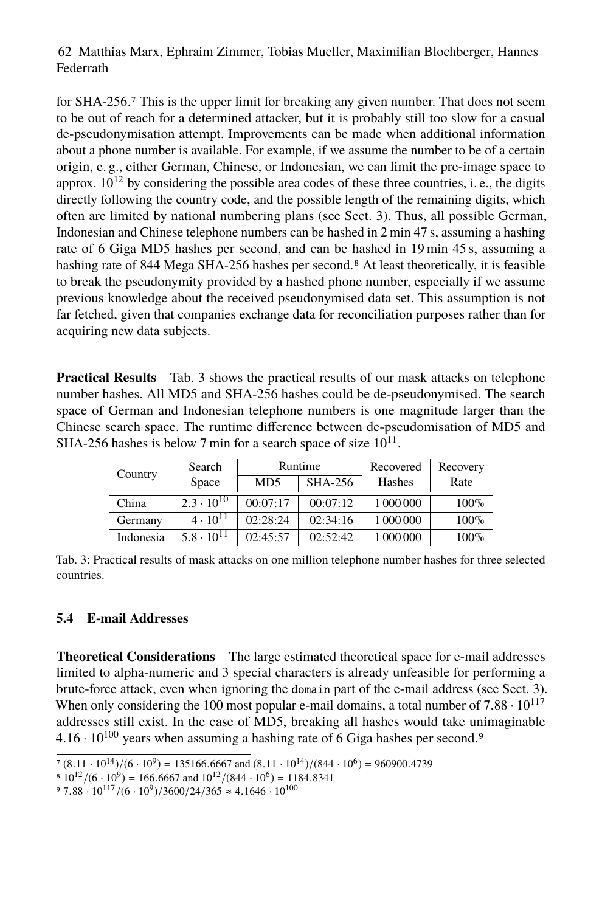for SHA-256.[7] This is the upper limit for breaking any given number. That does not seem to be out of reach for a determined attacker, but it is probably still too slow for a casual de-pseudonymisation attempt. Improvements can be made when additional information about a phone number is available. For example, if we assume the number to be of a certain origin, e. g., either German, Chinese, or Indonesian, we can limit the pre-image space to approx. $10^{12}$ by considering the possible area codes of these three countries, i. e., the digits directly following the country code, and the possible length of the remaining digits, which often are limited by national numbering plans (see Sect. 3). Thus, all possible German, Indonesian and Chinese telephone numbers can be hashed in 2 min 47 s, assuming a hashing rate of 6 Giga MD5 hashes per second, and can be hashed in 19 min 45 s, assuming a hashing rate of 844 Mega SHA-256 hashes per second.[8] At least theoretically, it is feasible to break the pseudonymity provided by a hashed phone number, especially if we assume previous knowledge about the received pseudonymised data set. This assumption is not far fetched, given that companies exchange data for reconciliation purposes rather than for acquiring new data subjects.

**Practical Results** Tab. 3 shows the practical results of our mask attacks on telephone number hashes. All MD5 and SHA-256 hashes could be de-pseudonymised. The search space of German and Indonesian telephone numbers is one magnitude larger than the Chinese search space. The runtime difference between de-pseudomisation of MD5 and SHA-256 hashes is below 7 min for a search space of size $10^{11}$.

| Country | Search Space | Runtime | | Recovered Hashes | Recovery Rate |
|---|---|---|---|---|---|
| | | MD5 | SHA-256 | | |
| China | $2.3 \cdot 10^{10}$ | 00:07:17 | 00:07:12 | 1 000 000 | 100% |
| Germany | $4 \cdot 10^{11}$ | 02:28:24 | 02:34:16 | 1 000 000 | 100% |
| Indonesia | $5.8 \cdot 10^{11}$ | 02:45:57 | 02:52:42 | 1 000 000 | 100% |

Tab. 3: Practical results of mask attacks on one million telephone number hashes for three selected countries.

### 5.4 E-mail Addresses

**Theoretical Considerations** The large estimated theoretical space for e-mail addresses limited to alpha-numeric and 3 special characters is already unfeasible for performing a brute-force attack, even when ignoring the `domain` part of the e-mail address (see Sect. 3). When only considering the 100 most popular e-mail domains, a total number of $7.88 \cdot 10^{117}$ addresses still exist. In the case of MD5, breaking all hashes would take unimaginable $4.16 \cdot 10^{100}$ years when assuming a hashing rate of 6 Giga hashes per second.[9]

[7] $(8.11 \cdot 10^{14})/(6 \cdot 10^{9}) = 135166.6667$ and $(8.11 \cdot 10^{14})/(844 \cdot 10^{6}) = 960900.4739$

[8] $10^{12}/(6 \cdot 10^{9}) = 166.6667$ and $10^{12}/(844 \cdot 10^{6}) = 1184.8341$

[9] $7.88 \cdot 10^{117}/(6 \cdot 10^{9})/3600/24/365 \approx 4.1646 \cdot 10^{100}$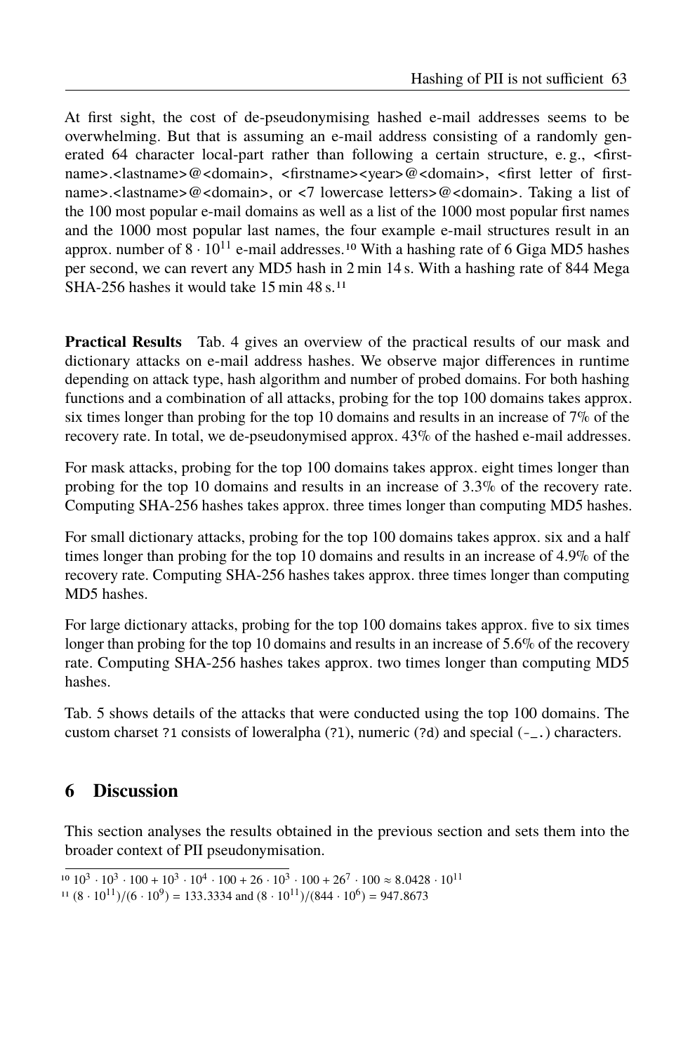At first sight, the cost of de-pseudonymising hashed e-mail addresses seems to be overwhelming. But that is assuming an e-mail address consisting of a randomly generated 64 character local-part rather than following a certain structure, e. g., <firstname>.<lastname>@<domain>, <firstname><year>@<domain>, <first letter of firstname>.<lastname>@<domain>, or <7 lowercase letters>@<domain>. Taking a list of the 100 most popular e-mail domains as well as a list of the 1000 most popular first names and the 1000 most popular last names, the four example e-mail structures result in an approx. number of $8 \cdot 10^{11}$ e-mail addresses.[10] With a hashing rate of 6 Giga MD5 hashes per second, we can revert any MD5 hash in 2 min 14 s. With a hashing rate of 844 Mega SHA-256 hashes it would take 15 min 48 s.[11]

**Practical Results** Tab. 4 gives an overview of the practical results of our mask and dictionary attacks on e-mail address hashes. We observe major differences in runtime depending on attack type, hash algorithm and number of probed domains. For both hashing functions and a combination of all attacks, probing for the top 100 domains takes approx. six times longer than probing for the top 10 domains and results in an increase of 7% of the recovery rate. In total, we de-pseudonymised approx. 43% of the hashed e-mail addresses.

For mask attacks, probing for the top 100 domains takes approx. eight times longer than probing for the top 10 domains and results in an increase of 3.3% of the recovery rate. Computing SHA-256 hashes takes approx. three times longer than computing MD5 hashes.

For small dictionary attacks, probing for the top 100 domains takes approx. six and a half times longer than probing for the top 10 domains and results in an increase of 4.9% of the recovery rate. Computing SHA-256 hashes takes approx. three times longer than computing MD5 hashes.

For large dictionary attacks, probing for the top 100 domains takes approx. five to six times longer than probing for the top 10 domains and results in an increase of 5.6% of the recovery rate. Computing SHA-256 hashes takes approx. two times longer than computing MD5 hashes.

Tab. 5 shows details of the attacks that were conducted using the top 100 domains. The custom charset `?1` consists of loweralpha (`?l`), numeric (`?d`) and special (`-_.`) characters.

## 6 Discussion

This section analyses the results obtained in the previous section and sets them into the broader context of PII pseudonymisation.

[10] $10^3 \cdot 10^3 \cdot 100 + 10^3 \cdot 10^4 \cdot 100 + 26 \cdot 10^3 \cdot 100 + 26^7 \cdot 100 \approx 8.0428 \cdot 10^{11}$

[11] $(8 \cdot 10^{11})/(6 \cdot 10^9) = 133.3334$ and $(8 \cdot 10^{11})/(844 \cdot 10^6) = 947.8673$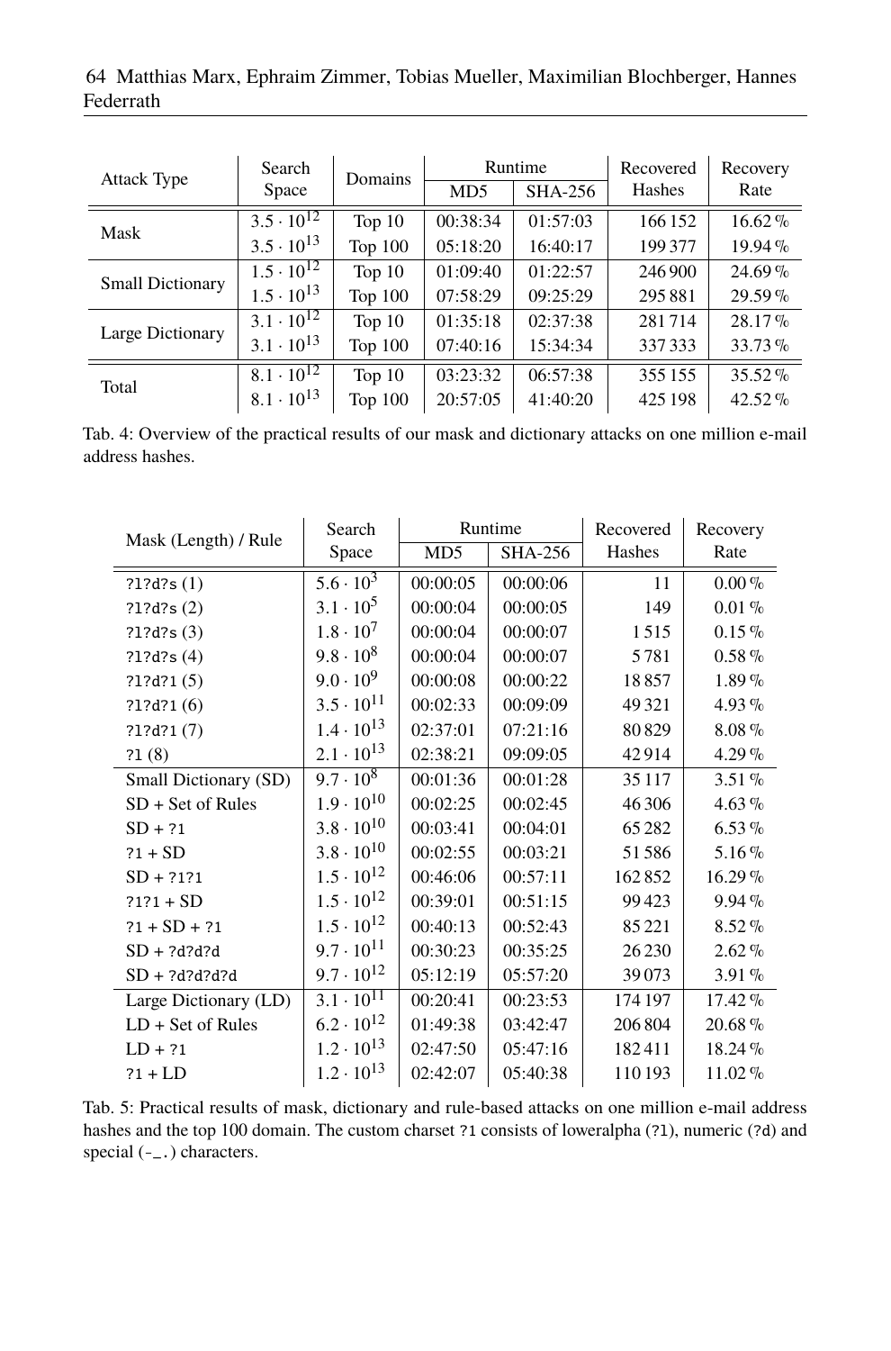| Attack Type | Search Space | Domains | Runtime | | Recovered Hashes | Recovery Rate |
|---|---|---|---|---|---|---|
| | | | MD5 | SHA-256 | | |
| Mask | $3.5 \cdot 10^{12}$ | Top 10 | 00:38:34 | 01:57:03 | 166 152 | 16.62 % |
| | $3.5 \cdot 10^{13}$ | Top 100 | 05:18:20 | 16:40:17 | 199 377 | 19.94 % |
| Small Dictionary | $1.5 \cdot 10^{12}$ | Top 10 | 01:09:40 | 01:22:57 | 246 900 | 24.69 % |
| | $1.5 \cdot 10^{13}$ | Top 100 | 07:58:29 | 09:25:29 | 295 881 | 29.59 % |
| Large Dictionary | $3.1 \cdot 10^{12}$ | Top 10 | 01:35:18 | 02:37:38 | 281 714 | 28.17 % |
| | $3.1 \cdot 10^{13}$ | Top 100 | 07:40:16 | 15:34:34 | 337 333 | 33.73 % |
| Total | $8.1 \cdot 10^{12}$ | Top 10 | 03:23:32 | 06:57:38 | 355 155 | 35.52 % |
| | $8.1 \cdot 10^{13}$ | Top 100 | 20:57:05 | 41:40:20 | 425 198 | 42.52 % |

Tab. 4: Overview of the practical results of our mask and dictionary attacks on one million e-mail address hashes.

| Mask (Length) / Rule | Search Space | Runtime | | Recovered Hashes | Recovery Rate |
|---|---|---|---|---|---|
| | | MD5 | SHA-256 | | |
| ?l?d?s (1) | $5.6 \cdot 10^{3}$ | 00:00:05 | 00:00:06 | 11 | 0.00 % |
| ?l?d?s (2) | $3.1 \cdot 10^{5}$ | 00:00:04 | 00:00:05 | 149 | 0.01 % |
| ?l?d?s (3) | $1.8 \cdot 10^{7}$ | 00:00:04 | 00:00:07 | 1 515 | 0.15 % |
| ?l?d?s (4) | $9.8 \cdot 10^{8}$ | 00:00:04 | 00:00:07 | 5 781 | 0.58 % |
| ?l?d?1 (5) | $9.0 \cdot 10^{9}$ | 00:00:08 | 00:00:22 | 18 857 | 1.89 % |
| ?l?d?1 (6) | $3.5 \cdot 10^{11}$ | 00:02:33 | 00:09:09 | 49 321 | 4.93 % |
| ?l?d?1 (7) | $1.4 \cdot 10^{13}$ | 02:37:01 | 07:21:16 | 80 829 | 8.08 % |
| ?1 (8) | $2.1 \cdot 10^{13}$ | 02:38:21 | 09:09:05 | 42 914 | 4.29 % |
| Small Dictionary (SD) | $9.7 \cdot 10^{8}$ | 00:01:36 | 00:01:28 | 35 117 | 3.51 % |
| SD + Set of Rules | $1.9 \cdot 10^{10}$ | 00:02:25 | 00:02:45 | 46 306 | 4.63 % |
| SD + ?1 | $3.8 \cdot 10^{10}$ | 00:03:41 | 00:04:01 | 65 282 | 6.53 % |
| ?1 + SD | $3.8 \cdot 10^{10}$ | 00:02:55 | 00:03:21 | 51 586 | 5.16 % |
| SD + ?1?1 | $1.5 \cdot 10^{12}$ | 00:46:06 | 00:57:11 | 162 852 | 16.29 % |
| ?1?1 + SD | $1.5 \cdot 10^{12}$ | 00:39:01 | 00:51:15 | 99 423 | 9.94 % |
| ?1 + SD + ?1 | $1.5 \cdot 10^{12}$ | 00:40:13 | 00:52:43 | 85 221 | 8.52 % |
| SD + ?d?d?d | $9.7 \cdot 10^{11}$ | 00:30:23 | 00:35:25 | 26 230 | 2.62 % |
| SD + ?d?d?d?d | $9.7 \cdot 10^{12}$ | 05:12:19 | 05:57:20 | 39 073 | 3.91 % |
| Large Dictionary (LD) | $3.1 \cdot 10^{11}$ | 00:20:41 | 00:23:53 | 174 197 | 17.42 % |
| LD + Set of Rules | $6.2 \cdot 10^{12}$ | 01:49:38 | 03:42:47 | 206 804 | 20.68 % |
| LD + ?1 | $1.2 \cdot 10^{13}$ | 02:47:50 | 05:47:16 | 182 411 | 18.24 % |
| ?1 + LD | $1.2 \cdot 10^{13}$ | 02:42:07 | 05:40:38 | 110 193 | 11.02 % |

Tab. 5: Practical results of mask, dictionary and rule-based attacks on one million e-mail address hashes and the top 100 domain. The custom charset ?1 consists of loweralpha (?l), numeric (?d) and special (-_.) characters.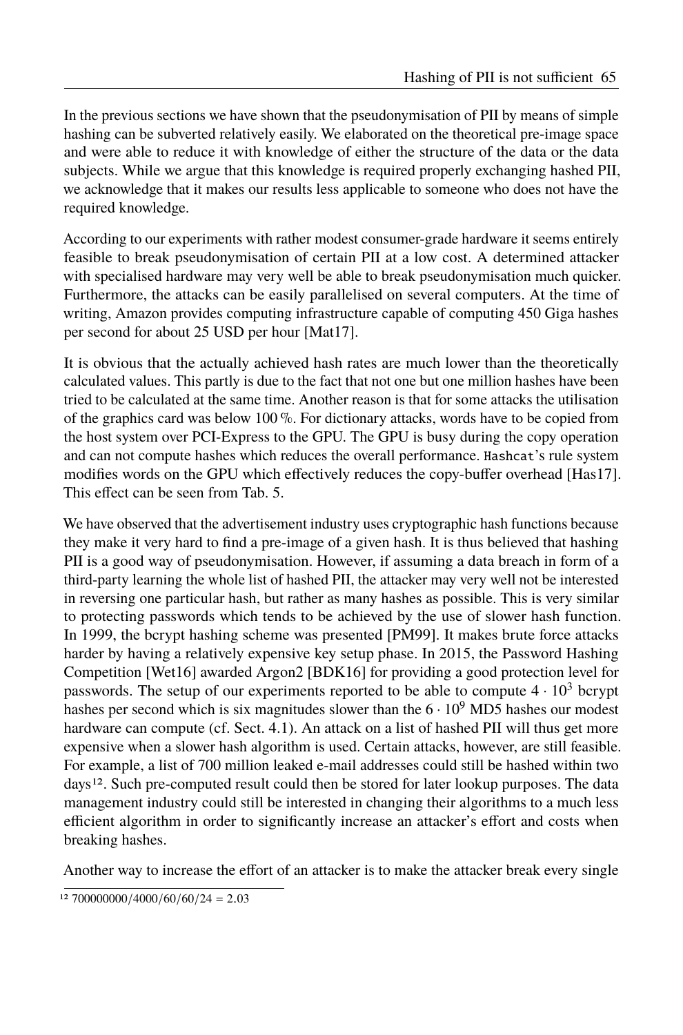In the previous sections we have shown that the pseudonymisation of PII by means of simple hashing can be subverted relatively easily. We elaborated on the theoretical pre-image space and were able to reduce it with knowledge of either the structure of the data or the data subjects. While we argue that this knowledge is required properly exchanging hashed PII, we acknowledge that it makes our results less applicable to someone who does not have the required knowledge.

According to our experiments with rather modest consumer-grade hardware it seems entirely feasible to break pseudonymisation of certain PII at a low cost. A determined attacker with specialised hardware may very well be able to break pseudonymisation much quicker. Furthermore, the attacks can be easily parallelised on several computers. At the time of writing, Amazon provides computing infrastructure capable of computing 450 Giga hashes per second for about 25 USD per hour [Mat17].

It is obvious that the actually achieved hash rates are much lower than the theoretically calculated values. This partly is due to the fact that not one but one million hashes have been tried to be calculated at the same time. Another reason is that for some attacks the utilisation of the graphics card was below 100 %. For dictionary attacks, words have to be copied from the host system over PCI-Express to the GPU. The GPU is busy during the copy operation and can not compute hashes which reduces the overall performance. `Hashcat`'s rule system modifies words on the GPU which effectively reduces the copy-buffer overhead [Has17]. This effect can be seen from Tab. 5.

We have observed that the advertisement industry uses cryptographic hash functions because they make it very hard to find a pre-image of a given hash. It is thus believed that hashing PII is a good way of pseudonymisation. However, if assuming a data breach in form of a third-party learning the whole list of hashed PII, the attacker may very well not be interested in reversing one particular hash, but rather as many hashes as possible. This is very similar to protecting passwords which tends to be achieved by the use of slower hash function. In 1999, the bcrypt hashing scheme was presented [PM99]. It makes brute force attacks harder by having a relatively expensive key setup phase. In 2015, the Password Hashing Competition [Wet16] awarded Argon2 [BDK16] for providing a good protection level for passwords. The setup of our experiments reported to be able to compute $4 \cdot 10^3$ bcrypt hashes per second which is six magnitudes slower than the $6 \cdot 10^9$ MD5 hashes our modest hardware can compute (cf. Sect. 4.1). An attack on a list of hashed PII will thus get more expensive when a slower hash algorithm is used. Certain attacks, however, are still feasible. For example, a list of 700 million leaked e-mail addresses could still be hashed within two days[12]. Such pre-computed result could then be stored for later lookup purposes. The data management industry could still be interested in changing their algorithms to a much less efficient algorithm in order to significantly increase an attacker's effort and costs when breaking hashes.

Another way to increase the effort of an attacker is to make the attacker break every single

[12] 700000000/4000/60/60/24 = 2.03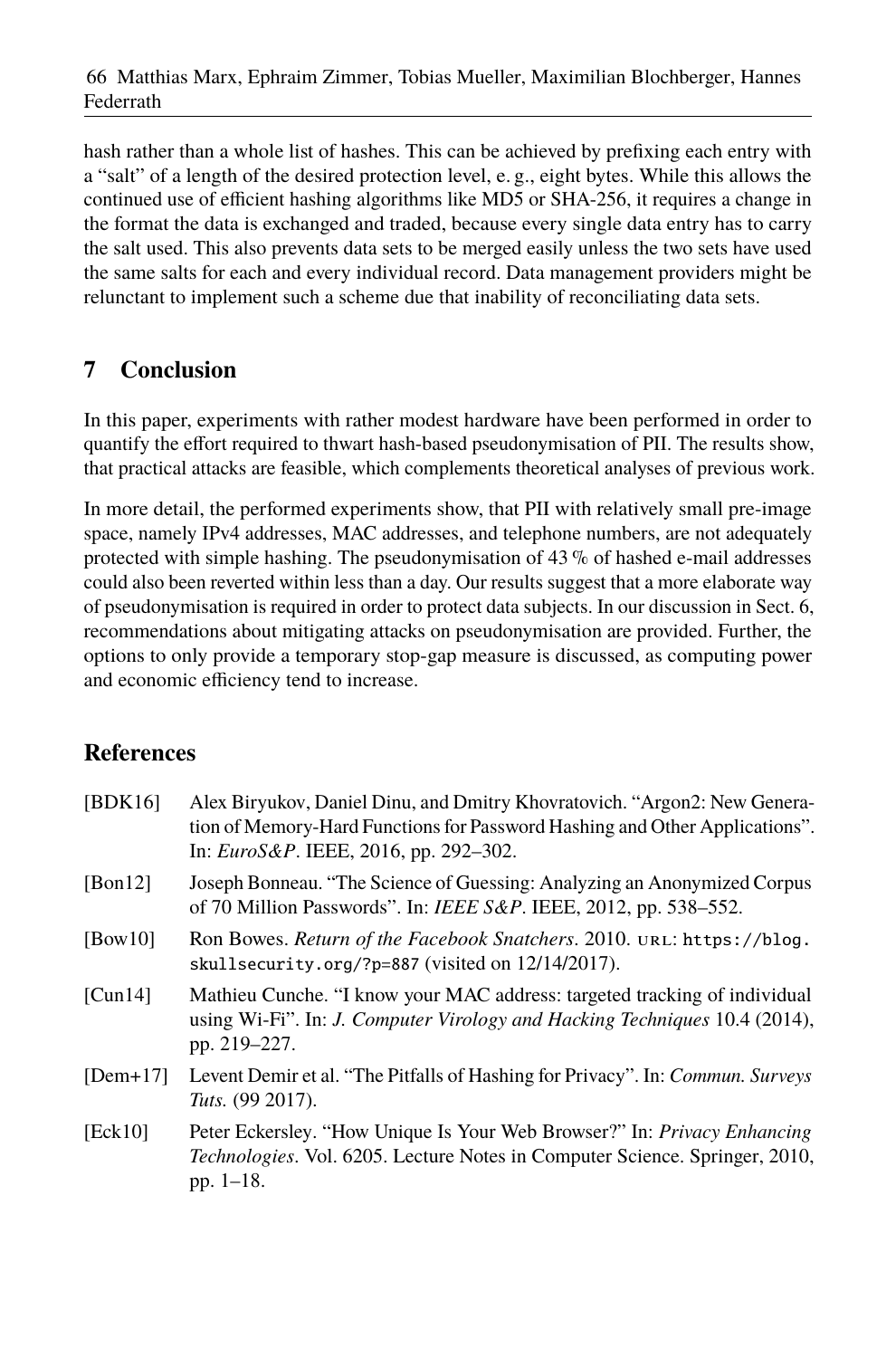hash rather than a whole list of hashes. This can be achieved by prefixing each entry with a "salt" of a length of the desired protection level, e. g., eight bytes. While this allows the continued use of efficient hashing algorithms like MD5 or SHA-256, it requires a change in the format the data is exchanged and traded, because every single data entry has to carry the salt used. This also prevents data sets to be merged easily unless the two sets have used the same salts for each and every individual record. Data management providers might be relunctant to implement such a scheme due that inability of reconciliating data sets.

## 7 Conclusion

In this paper, experiments with rather modest hardware have been performed in order to quantify the effort required to thwart hash-based pseudonymisation of PII. The results show, that practical attacks are feasible, which complements theoretical analyses of previous work.

In more detail, the performed experiments show, that PII with relatively small pre-image space, namely IPv4 addresses, MAC addresses, and telephone numbers, are not adequately protected with simple hashing. The pseudonymisation of 43 % of hashed e-mail addresses could also been reverted within less than a day. Our results suggest that a more elaborate way of pseudonymisation is required in order to protect data subjects. In our discussion in Sect. 6, recommendations about mitigating attacks on pseudonymisation are provided. Further, the options to only provide a temporary stop-gap measure is discussed, as computing power and economic efficiency tend to increase.

## References

[BDK16] Alex Biryukov, Daniel Dinu, and Dmitry Khovratovich. "Argon2: New Generation of Memory-Hard Functions for Password Hashing and Other Applications". In: *EuroS&P*. IEEE, 2016, pp. 292–302.

[Bon12] Joseph Bonneau. "The Science of Guessing: Analyzing an Anonymized Corpus of 70 Million Passwords". In: *IEEE S&P*. IEEE, 2012, pp. 538–552.

[Bow10] Ron Bowes. *Return of the Facebook Snatchers*. 2010. URL: https://blog.skullsecurity.org/?p=887 (visited on 12/14/2017).

[Cun14] Mathieu Cunche. "I know your MAC address: targeted tracking of individual using Wi-Fi". In: *J. Computer Virology and Hacking Techniques* 10.4 (2014), pp. 219–227.

[Dem+17] Levent Demir et al. "The Pitfalls of Hashing for Privacy". In: *Commun. Surveys Tuts.* (99 2017).

[Eck10] Peter Eckersley. "How Unique Is Your Web Browser?" In: *Privacy Enhancing Technologies*. Vol. 6205. Lecture Notes in Computer Science. Springer, 2010, pp. 1–18.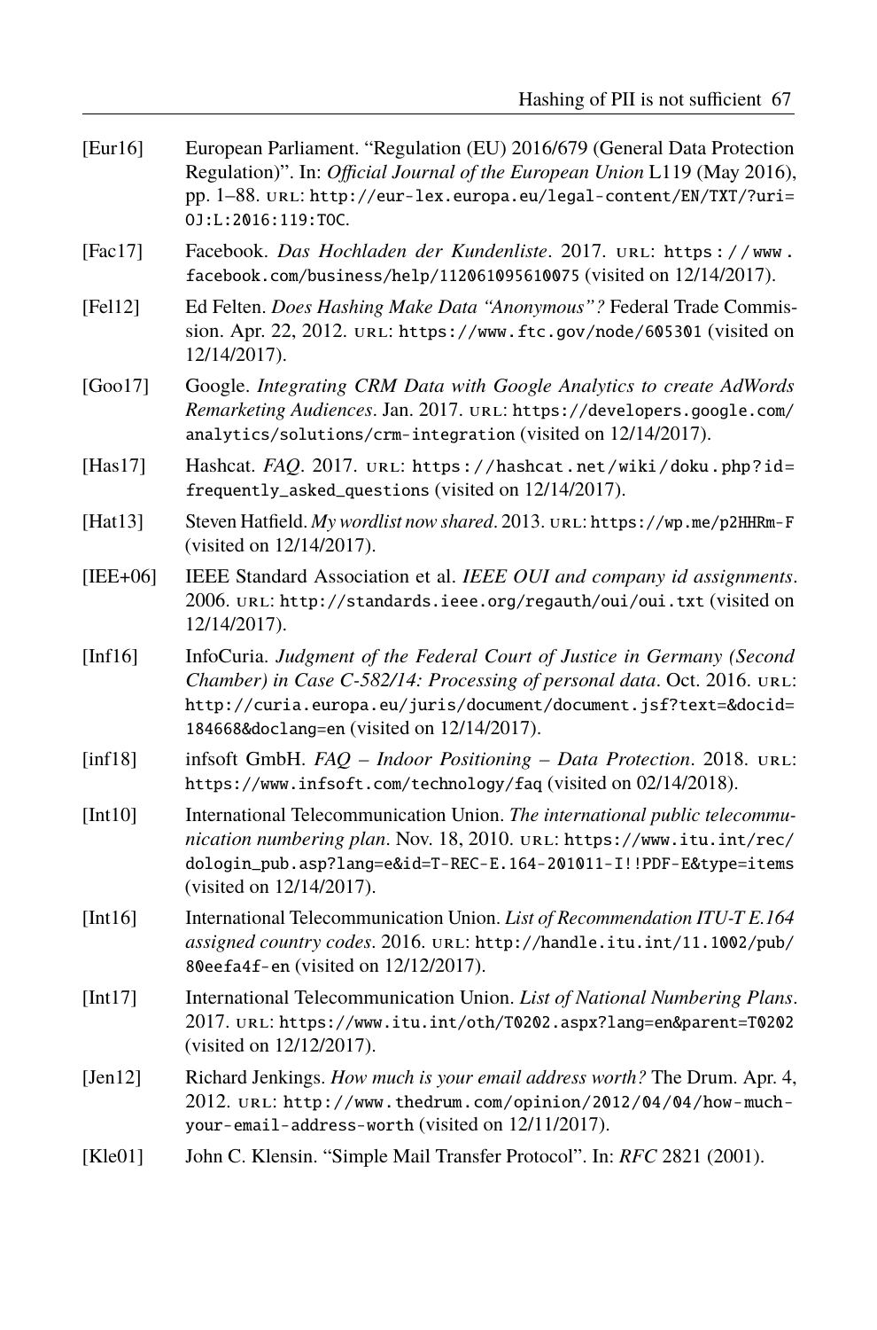[Eur16] European Parliament. "Regulation (EU) 2016/679 (General Data Protection Regulation)". In: *Official Journal of the European Union* L119 (May 2016), pp. 1–88. URL: http://eur-lex.europa.eu/legal-content/EN/TXT/?uri=OJ:L:2016:119:TOC.

[Fac17] Facebook. *Das Hochladen der Kundenliste*. 2017. URL: https://www.facebook.com/business/help/112061095610075 (visited on 12/14/2017).

[Fel12] Ed Felten. *Does Hashing Make Data "Anonymous"?* Federal Trade Commission. Apr. 22, 2012. URL: https://www.ftc.gov/node/605301 (visited on 12/14/2017).

[Goo17] Google. *Integrating CRM Data with Google Analytics to create AdWords Remarketing Audiences*. Jan. 2017. URL: https://developers.google.com/analytics/solutions/crm-integration (visited on 12/14/2017).

[Has17] Hashcat. *FAQ*. 2017. URL: https://hashcat.net/wiki/doku.php?id=frequently_asked_questions (visited on 12/14/2017).

[Hat13] Steven Hatfield. *My wordlist now shared*. 2013. URL: https://wp.me/p2HHRm-F (visited on 12/14/2017).

[IEE+06] IEEE Standard Association et al. *IEEE OUI and company id assignments*. 2006. URL: http://standards.ieee.org/regauth/oui/oui.txt (visited on 12/14/2017).

[Inf16] InfoCuria. *Judgment of the Federal Court of Justice in Germany (Second Chamber) in Case C-582/14: Processing of personal data*. Oct. 2016. URL: http://curia.europa.eu/juris/document/document.jsf?text=&docid=184668&doclang=en (visited on 12/14/2017).

[inf18] infsoft GmbH. *FAQ – Indoor Positioning – Data Protection*. 2018. URL: https://www.infsoft.com/technology/faq (visited on 02/14/2018).

[Int10] International Telecommunication Union. *The international public telecommunication numbering plan*. Nov. 18, 2010. URL: https://www.itu.int/rec/dologin_pub.asp?lang=e&id=T-REC-E.164-201011-I!!PDF-E&type=items (visited on 12/14/2017).

[Int16] International Telecommunication Union. *List of Recommendation ITU-T E.164 assigned country codes*. 2016. URL: http://handle.itu.int/11.1002/pub/80eefa4f-en (visited on 12/12/2017).

[Int17] International Telecommunication Union. *List of National Numbering Plans*. 2017. URL: https://www.itu.int/oth/T0202.aspx?lang=en&parent=T0202 (visited on 12/12/2017).

[Jen12] Richard Jenkings. *How much is your email address worth?* The Drum. Apr. 4, 2012. URL: http://www.thedrum.com/opinion/2012/04/04/how-much-your-email-address-worth (visited on 12/11/2017).

[Kle01] John C. Klensin. "Simple Mail Transfer Protocol". In: *RFC* 2821 (2001).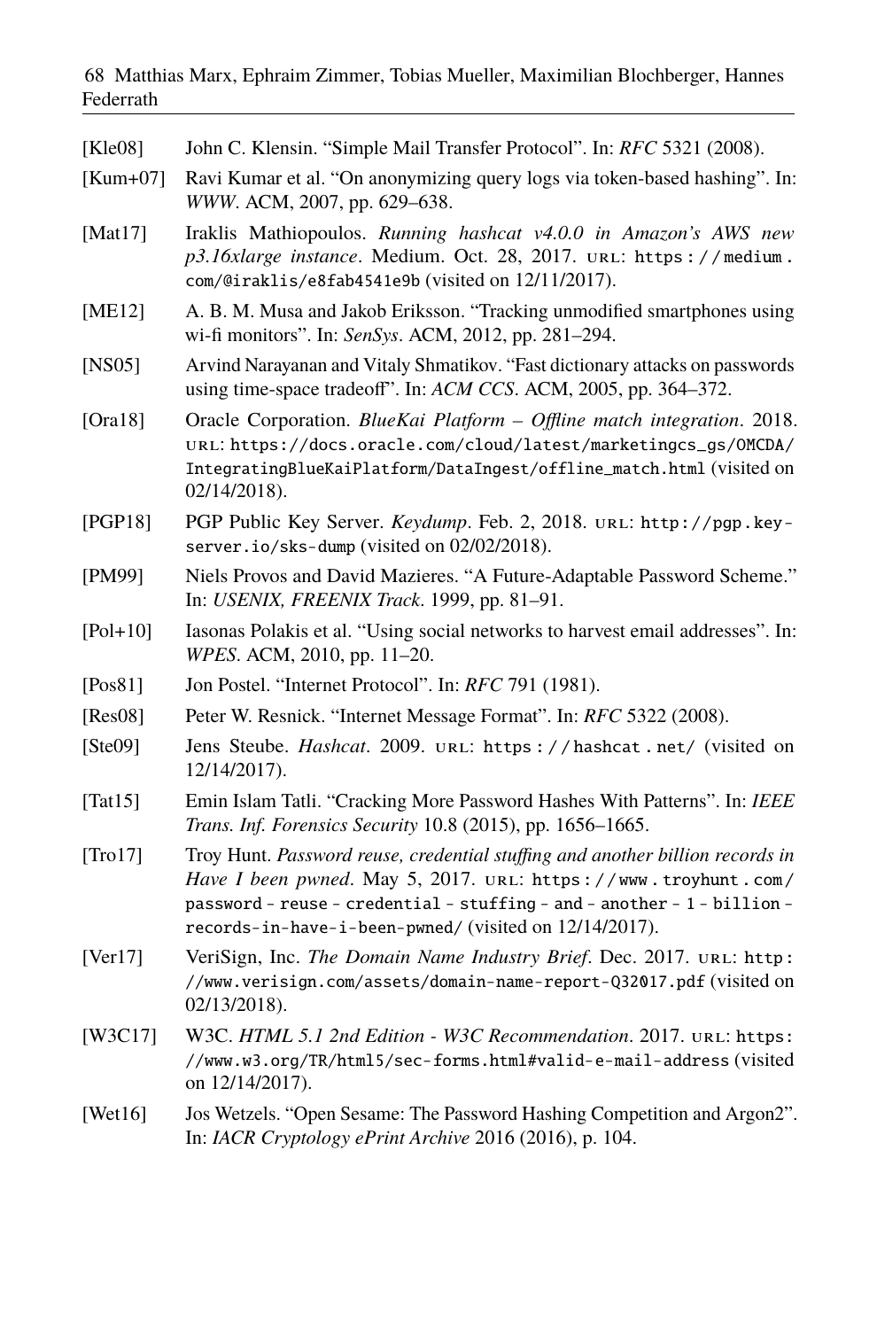[Kle08] John C. Klensin. "Simple Mail Transfer Protocol". In: *RFC* 5321 (2008).

[Kum+07] Ravi Kumar et al. "On anonymizing query logs via token-based hashing". In: *WWW*. ACM, 2007, pp. 629–638.

[Mat17] Iraklis Mathiopoulos. *Running hashcat v4.0.0 in Amazon's AWS new p3.16xlarge instance*. Medium. Oct. 28, 2017. URL: https://medium.com/@iraklis/e8fab4541e9b (visited on 12/11/2017).

[ME12] A. B. M. Musa and Jakob Eriksson. "Tracking unmodified smartphones using wi-fi monitors". In: *SenSys*. ACM, 2012, pp. 281–294.

[NS05] Arvind Narayanan and Vitaly Shmatikov. "Fast dictionary attacks on passwords using time-space tradeoff". In: *ACM CCS*. ACM, 2005, pp. 364–372.

[Ora18] Oracle Corporation. *BlueKai Platform – Offline match integration*. 2018. URL: https://docs.oracle.com/cloud/latest/marketingcs_gs/OMCDA/IntegratingBlueKaiPlatform/DataIngest/offline_match.html (visited on 02/14/2018).

[PGP18] PGP Public Key Server. *Keydump*. Feb. 2, 2018. URL: http://pgp.key-server.io/sks-dump (visited on 02/02/2018).

[PM99] Niels Provos and David Mazieres. "A Future-Adaptable Password Scheme." In: *USENIX, FREENIX Track*. 1999, pp. 81–91.

[Pol+10] Iasonas Polakis et al. "Using social networks to harvest email addresses". In: *WPES*. ACM, 2010, pp. 11–20.

[Pos81] Jon Postel. "Internet Protocol". In: *RFC* 791 (1981).

[Res08] Peter W. Resnick. "Internet Message Format". In: *RFC* 5322 (2008).

[Ste09] Jens Steube. *Hashcat*. 2009. URL: https://hashcat.net/ (visited on 12/14/2017).

[Tat15] Emin Islam Tatli. "Cracking More Password Hashes With Patterns". In: *IEEE Trans. Inf. Forensics Security* 10.8 (2015), pp. 1656–1665.

[Tro17] Troy Hunt. *Password reuse, credential stuffing and another billion records in Have I been pwned*. May 5, 2017. URL: https://www.troyhunt.com/password-reuse-credential-stuffing-and-another-1-billion-records-in-have-i-been-pwned/ (visited on 12/14/2017).

[Ver17] VeriSign, Inc. *The Domain Name Industry Brief*. Dec. 2017. URL: http://www.verisign.com/assets/domain-name-report-Q32017.pdf (visited on 02/13/2018).

[W3C17] W3C. *HTML 5.1 2nd Edition - W3C Recommendation*. 2017. URL: https://www.w3.org/TR/html5/sec-forms.html#valid-e-mail-address (visited on 12/14/2017).

[Wet16] Jos Wetzels. "Open Sesame: The Password Hashing Competition and Argon2". In: *IACR Cryptology ePrint Archive* 2016 (2016), p. 104.